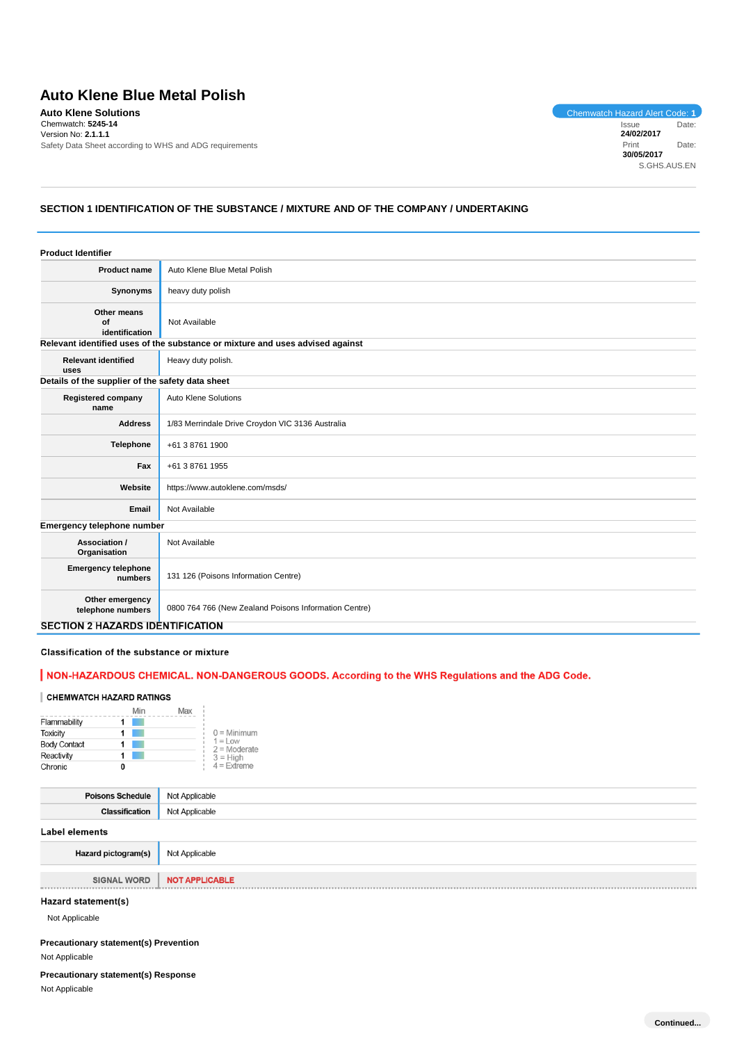# Auto Klene Blue Metal Polish

**Auto Klene Solutions**

Chemwatch: **5245-14**

Version No: **2.1.1.1**

Safety Data Sheet according to WHS and ADG requirements

Chemwatch Hazard Alert Code: **1**

Issue Date: **24/02/2017**

Print Date: **30/05/2017**

S.GHS.AUS.EN

## SECTION 1 IDENTIFICATION OF THE SUBSTANCE / MIXTURE AND OF THE COMPANY / UNDERTAKING

### Product Identifier

| | |
|---|---|
| **Product name** | Auto Klene Blue Metal Polish |
| **Synonyms** | heavy duty polish |
| **Other means of identification** | Not Available |

### Relevant identified uses of the substance or mixture and uses advised against

| | |
|---|---|
| **Relevant identified uses** | Heavy duty polish. |

### Details of the supplier of the safety data sheet

| | |
|---|---|
| **Registered company name** | Auto Klene Solutions |
| **Address** | 1/83 Merrindale Drive Croydon VIC 3136 Australia |
| **Telephone** | +61 3 8761 1900 |
| **Fax** | +61 3 8761 1955 |
| **Website** | https://www.autoklene.com/msds/ |
| **Email** | Not Available |

### Emergency telephone number

| | |
|---|---|
| **Association / Organisation** | Not Available |
| **Emergency telephone numbers** | 131 126 (Poisons Information Centre) |
| **Other emergency telephone numbers** | 0800 764 766 (New Zealand Poisons Information Centre) |

## SECTION 2 HAZARDS IDENTIFICATION

### Classification of the substance or mixture

**NON-HAZARDOUS CHEMICAL. NON-DANGEROUS GOODS. According to the WHS Regulations and the ADG Code.**

#### CHEMWATCH HAZARD RATINGS

| | Min | Max |
|---|---|---|
| Flammability | 1 | |
| Toxicity | 1 | |
| Body Contact | 1 | |
| Reactivity | 1 | |
| Chronic | 0 | |

0 = Minimum
1 = Low
2 = Moderate
3 = High
4 = Extreme

| | |
|---|---|
| **Poisons Schedule** | Not Applicable |
| **Classification** | Not Applicable |

### Label elements

| | |
|---|---|
| **Hazard pictogram(s)** | Not Applicable |
| **SIGNAL WORD** | **NOT APPLICABLE** |

### Hazard statement(s)

Not Applicable

### Precautionary statement(s) Prevention

Not Applicable

### Precautionary statement(s) Response

Not Applicable

**Continued...**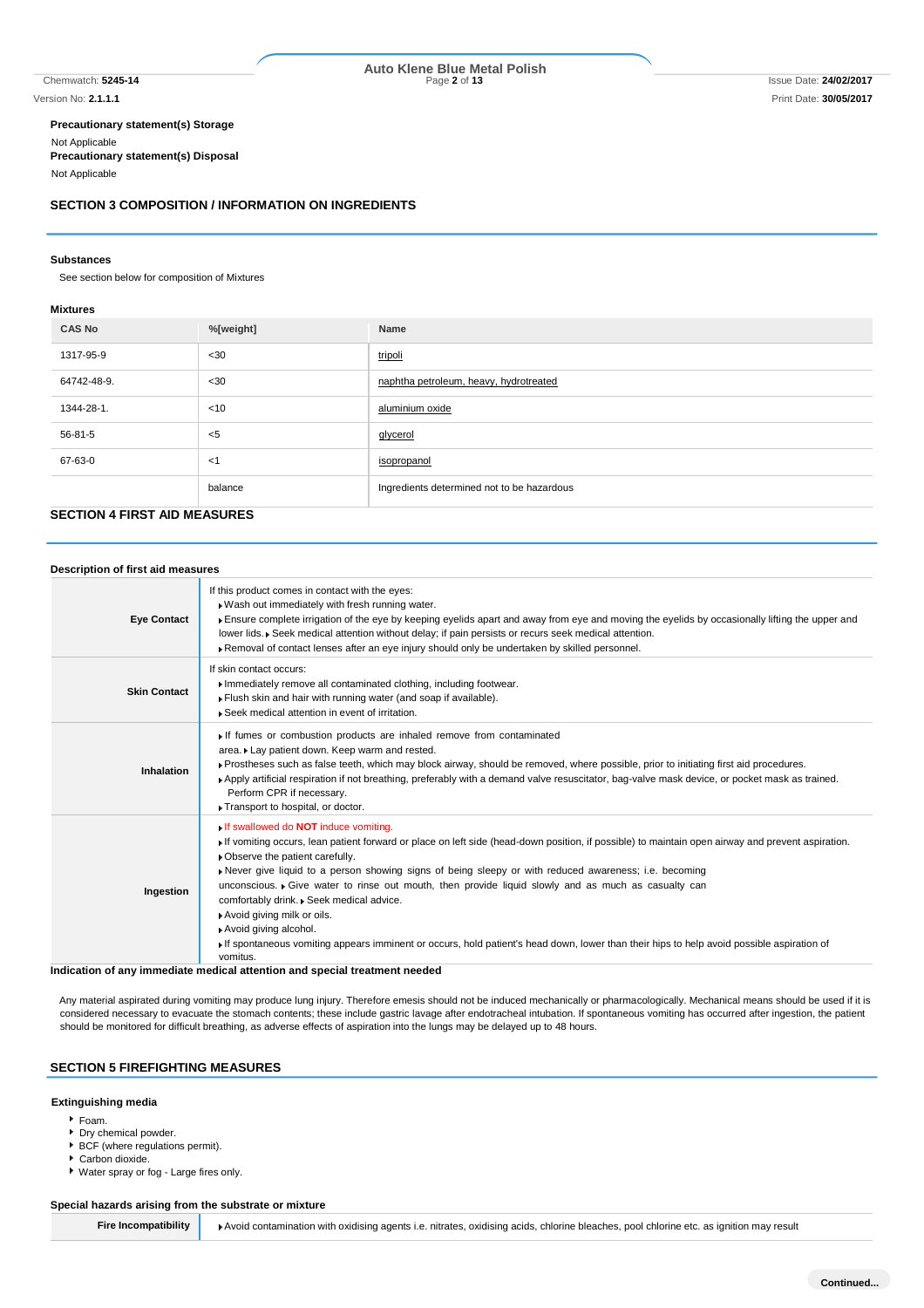**Precautionary statement(s) Storage**

Not Applicable

**Precautionary statement(s) Disposal**

Not Applicable

## SECTION 3 COMPOSITION / INFORMATION ON INGREDIENTS

**Substances**

See section below for composition of Mixtures

**Mixtures**

| CAS No | %[weight] | Name |
|---|---|---|
| 1317-95-9 | <30 | tripoli |
| 64742-48-9. | <30 | naphtha petroleum, heavy, hydrotreated |
| 1344-28-1. | <10 | aluminium oxide |
| 56-81-5 | <5 | glycerol |
| 67-63-0 | <1 | isopropanol |
| | balance | Ingredients determined not to be hazardous |

## SECTION 4 FIRST AID MEASURES

**Description of first aid measures**

| | |
|---|---|
| **Eye Contact** | If this product comes in contact with the eyes:<br>▸ Wash out immediately with fresh running water.<br>▸ Ensure complete irrigation of the eye by keeping eyelids apart and away from eye and moving the eyelids by occasionally lifting the upper and lower lids. ▸ Seek medical attention without delay; if pain persists or recurs seek medical attention.<br>▸ Removal of contact lenses after an eye injury should only be undertaken by skilled personnel. |
| **Skin Contact** | If skin contact occurs:<br>▸ Immediately remove all contaminated clothing, including footwear.<br>▸ Flush skin and hair with running water (and soap if available).<br>▸ Seek medical attention in event of irritation. |
| **Inhalation** | ▸ If fumes or combustion products are inhaled remove from contaminated area. ▸ Lay patient down. Keep warm and rested.<br>▸ Prostheses such as false teeth, which may block airway, should be removed, where possible, prior to initiating first aid procedures.<br>▸ Apply artificial respiration if not breathing, preferably with a demand valve resuscitator, bag-valve mask device, or pocket mask as trained. Perform CPR if necessary.<br>▸ Transport to hospital, or doctor. |
| **Ingestion** | ▸ If swallowed do **NOT** induce vomiting.<br>▸ If vomiting occurs, lean patient forward or place on left side (head-down position, if possible) to maintain open airway and prevent aspiration.<br>▸ Observe the patient carefully.<br>▸ Never give liquid to a person showing signs of being sleepy or with reduced awareness; i.e. becoming unconscious. ▸ Give water to rinse out mouth, then provide liquid slowly and as much as casualty can comfortably drink. ▸ Seek medical advice.<br>▸ Avoid giving milk or oils.<br>▸ Avoid giving alcohol.<br>▸ If spontaneous vomiting appears imminent or occurs, hold patient's head down, lower than their hips to help avoid possible aspiration of vomitus. |

**Indication of any immediate medical attention and special treatment needed**

Any material aspirated during vomiting may produce lung injury. Therefore emesis should not be induced mechanically or pharmacologically. Mechanical means should be used if it is considered necessary to evacuate the stomach contents; these include gastric lavage after endotracheal intubation. If spontaneous vomiting has occurred after ingestion, the patient should be monitored for difficult breathing, as adverse effects of aspiration into the lungs may be delayed up to 48 hours.

## SECTION 5 FIREFIGHTING MEASURES

**Extinguishing media**

- Foam.
- Dry chemical powder.
- BCF (where regulations permit).
- Carbon dioxide.
- Water spray or fog - Large fires only.

**Special hazards arising from the substrate or mixture**

| | |
|---|---|
| **Fire Incompatibility** | ▸ Avoid contamination with oxidising agents i.e. nitrates, oxidising acids, chlorine bleaches, pool chlorine etc. as ignition may result |

**Continued...**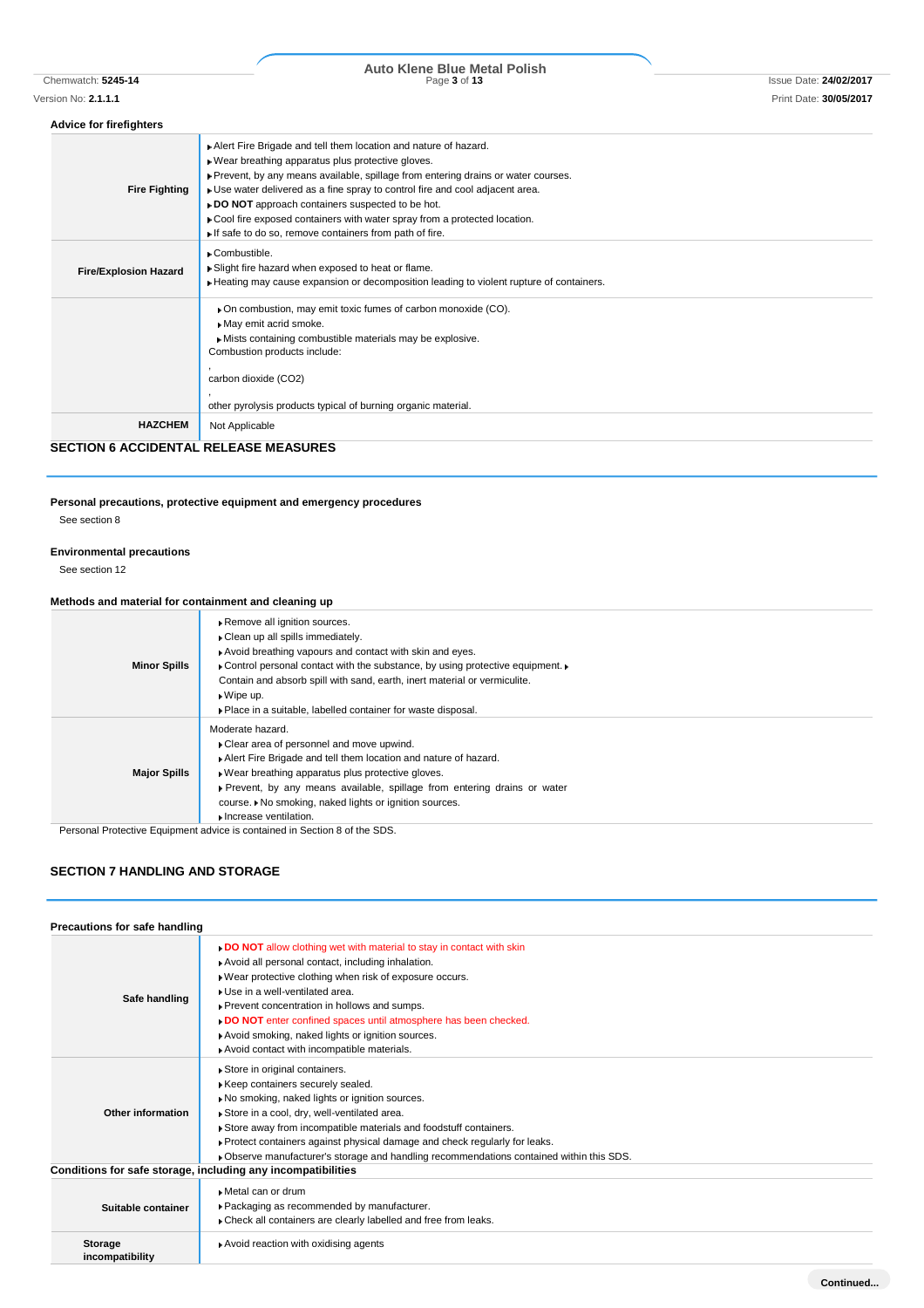### Advice for firefighters

| | |
|---|---|
| **Fire Fighting** | Alert Fire Brigade and tell them location and nature of hazard.<br>Wear breathing apparatus plus protective gloves.<br>Prevent, by any means available, spillage from entering drains or water courses.<br>Use water delivered as a fine spray to control fire and cool adjacent area.<br>**DO NOT** approach containers suspected to be hot.<br>Cool fire exposed containers with water spray from a protected location.<br>If safe to do so, remove containers from path of fire. |
| **Fire/Explosion Hazard** | Combustible.<br>Slight fire hazard when exposed to heat or flame.<br>Heating may cause expansion or decomposition leading to violent rupture of containers. |
| | On combustion, may emit toxic fumes of carbon monoxide (CO).<br>May emit acrid smoke.<br>Mists containing combustible materials may be explosive.<br>Combustion products include:<br>,<br>carbon dioxide ($CO_2$)<br>,<br>other pyrolysis products typical of burning organic material. |
| **HAZCHEM** | Not Applicable |

## SECTION 6 ACCIDENTAL RELEASE MEASURES

### Personal precautions, protective equipment and emergency procedures

See section 8

### Environmental precautions

See section 12

### Methods and material for containment and cleaning up

| | |
|---|---|
| **Minor Spills** | Remove all ignition sources.<br>Clean up all spills immediately.<br>Avoid breathing vapours and contact with skin and eyes.<br>Control personal contact with the substance, by using protective equipment.<br>Contain and absorb spill with sand, earth, inert material or vermiculite.<br>Wipe up.<br>Place in a suitable, labelled container for waste disposal. |
| **Major Spills** | Moderate hazard.<br>Clear area of personnel and move upwind.<br>Alert Fire Brigade and tell them location and nature of hazard.<br>Wear breathing apparatus plus protective gloves.<br>Prevent, by any means available, spillage from entering drains or water course.<br>No smoking, naked lights or ignition sources.<br>Increase ventilation. |

Personal Protective Equipment advice is contained in Section 8 of the SDS.

## SECTION 7 HANDLING AND STORAGE

### Precautions for safe handling

| | |
|---|---|
| **Safe handling** | **DO NOT** allow clothing wet with material to stay in contact with skin<br>Avoid all personal contact, including inhalation.<br>Wear protective clothing when risk of exposure occurs.<br>Use in a well-ventilated area.<br>Prevent concentration in hollows and sumps.<br>**DO NOT** enter confined spaces until atmosphere has been checked.<br>Avoid smoking, naked lights or ignition sources.<br>Avoid contact with incompatible materials. |
| **Other information** | Store in original containers.<br>Keep containers securely sealed.<br>No smoking, naked lights or ignition sources.<br>Store in a cool, dry, well-ventilated area.<br>Store away from incompatible materials and foodstuff containers.<br>Protect containers against physical damage and check regularly for leaks.<br>Observe manufacturer's storage and handling recommendations contained within this SDS. |

### Conditions for safe storage, including any incompatibilities

| | |
|---|---|
| **Suitable container** | Metal can or drum<br>Packaging as recommended by manufacturer.<br>Check all containers are clearly labelled and free from leaks. |
| **Storage incompatibility** | Avoid reaction with oxidising agents |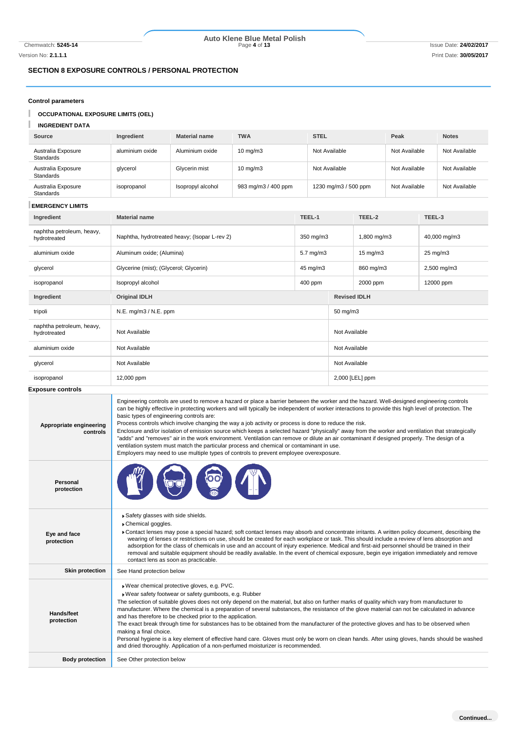## SECTION 8 EXPOSURE CONTROLS / PERSONAL PROTECTION

### Control parameters

#### OCCUPATIONAL EXPOSURE LIMITS (OEL)

#### INGREDIENT DATA

| Source | Ingredient | Material name | TWA | STEL | Peak | Notes |
|---|---|---|---|---|---|---|
| Australia Exposure Standards | aluminium oxide | Aluminium oxide | 10 mg/m3 | Not Available | Not Available | Not Available |
| Australia Exposure Standards | glycerol | Glycerin mist | 10 mg/m3 | Not Available | Not Available | Not Available |
| Australia Exposure Standards | isopropanol | Isopropyl alcohol | 983 mg/m3 / 400 ppm | 1230 mg/m3 / 500 ppm | Not Available | Not Available |

#### EMERGENCY LIMITS

| Ingredient | Material name | TEEL-1 | TEEL-2 | TEEL-3 |
|---|---|---|---|---|
| naphtha petroleum, heavy, hydrotreated | Naphtha, hydrotreated heavy; (Isopar L-rev 2) | 350 mg/m3 | 1,800 mg/m3 | 40,000 mg/m3 |
| aluminium oxide | Aluminum oxide; (Alumina) | 5.7 mg/m3 | 15 mg/m3 | 25 mg/m3 |
| glycerol | Glycerine (mist); (Glycerol; Glycerin) | 45 mg/m3 | 860 mg/m3 | 2,500 mg/m3 |
| isopropanol | Isopropyl alcohol | 400 ppm | 2000 ppm | 12000 ppm |

| Ingredient | Original IDLH | Revised IDLH |
|---|---|---|
| tripoli | N.E. mg/m3 / N.E. ppm | 50 mg/m3 |
| naphtha petroleum, heavy, hydrotreated | Not Available | Not Available |
| aluminium oxide | Not Available | Not Available |
| glycerol | Not Available | Not Available |
| isopropanol | 12,000 ppm | 2,000 [LEL] ppm |

### Exposure controls

| | |
|---|---|
| **Appropriate engineering controls** | Engineering controls are used to remove a hazard or place a barrier between the worker and the hazard. Well-designed engineering controls can be highly effective in protecting workers and will typically be independent of worker interactions to provide this high level of protection. The basic types of engineering controls are:<br>Process controls which involve changing the way a job activity or process is done to reduce the risk.<br>Enclosure and/or isolation of emission source which keeps a selected hazard "physically" away from the worker and ventilation that strategically "adds" and "removes" air in the work environment. Ventilation can remove or dilute an air contaminant if designed properly. The design of a ventilation system must match the particular process and chemical or contaminant in use.<br>Employers may need to use multiple types of controls to prevent employee overexposure. |
| **Personal protection** | |
| **Eye and face protection** | ▸ Safety glasses with side shields.<br>▸ Chemical goggles.<br>▸ Contact lenses may pose a special hazard; soft contact lenses may absorb and concentrate irritants. A written policy document, describing the wearing of lenses or restrictions on use, should be created for each workplace or task. This should include a review of lens absorption and adsorption for the class of chemicals in use and an account of injury experience. Medical and first-aid personnel should be trained in their removal and suitable equipment should be readily available. In the event of chemical exposure, begin eye irrigation immediately and remove contact lens as soon as practicable. |
| **Skin protection** | See Hand protection below |
| **Hands/feet protection** | ▸ Wear chemical protective gloves, e.g. PVC.<br>▸ Wear safety footwear or safety gumboots, e.g. Rubber<br>The selection of suitable gloves does not only depend on the material, but also on further marks of quality which vary from manufacturer to manufacturer. Where the chemical is a preparation of several substances, the resistance of the glove material can not be calculated in advance and has therefore to be checked prior to the application.<br>The exact break through time for substances has to be obtained from the manufacturer of the protective gloves and has to be observed when making a final choice.<br>Personal hygiene is a key element of effective hand care. Gloves must only be worn on clean hands. After using gloves, hands should be washed and dried thoroughly. Application of a non-perfumed moisturizer is recommended. |
| **Body protection** | See Other protection below |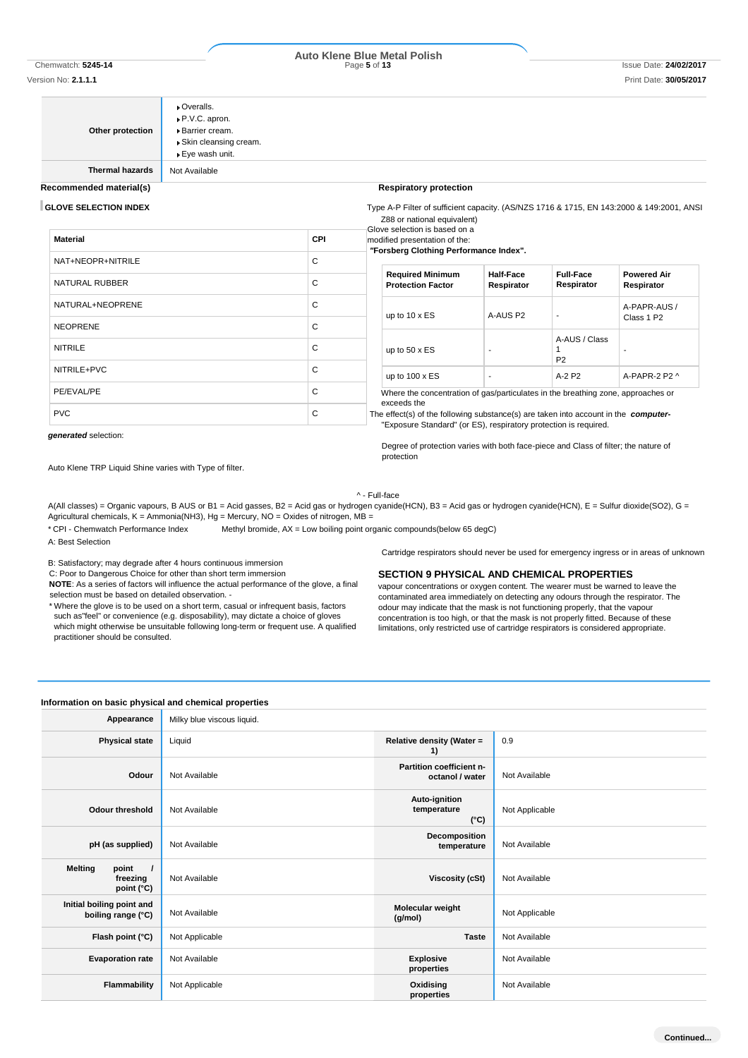| | |
|---|---|
| **Other protection** | ▸Overalls.<br>▸P.V.C. apron.<br>▸Barrier cream.<br>▸Skin cleansing cream.<br>▸Eye wash unit. |
| **Thermal hazards** | Not Available |

**Recommended material(s)**

**GLOVE SELECTION INDEX**

Glove selection is based on a modified presentation of the:

***"Forsberg Clothing Performance Index".***

The effect(s) of the following substance(s) are taken into account in the ***computer-generated*** selection:

Auto Klene TRP Liquid Shine

| Material | CPI |
|---|---|
| NAT+NEOPR+NITRILE | C |
| NATURAL RUBBER | C |
| NATURAL+NEOPRENE | C |
| NEOPRENE | C |
| NITRILE | C |
| NITRILE+PVC | C |
| PE/EVAL/PE | C |
| PVC | C |

* CPI - Chemwatch Performance Index

A: Best Selection

B: Satisfactory; may degrade after 4 hours continuous immersion

C: Poor to Dangerous Choice for other than short term immersion

**NOTE**: As a series of factors will influence the actual performance of the glove, a final selection must be based on detailed observation. -

* Where the glove is to be used on a short term, casual or infrequent basis, factors such as"feel" or convenience (e.g. disposability), may dictate a choice of gloves which might otherwise be unsuitable following long-term or frequent use. A qualified practitioner should be consulted.

**Respiratory protection**

Type A-P Filter of sufficient capacity. (AS/NZS 1716 & 1715, EN 143:2000 & 149:2001, ANSI Z88 or national equivalent)

Where the concentration of gas/particulates in the breathing zone, approaches or exceeds the "Exposure Standard" (or ES), respiratory protection is required.

Degree of protection varies with both face-piece and Class of filter; the nature of protection varies with Type of filter.

| Required Minimum Protection Factor | Half-Face Respirator | Full-Face Respirator | Powered Air Respirator |
|---|---|---|---|
| up to 10 x ES | A-AUS P2 | - | A-PAPR-AUS / Class 1 P2 |
| up to 50 x ES | - | A-AUS / Class 1 P2 | - |
| up to 100 x ES | - | A-2 P2 | A-PAPR-2 P2 ^ |

^ - Full-face

A(All classes) = Organic vapours, B AUS or B1 = Acid gasses, B2 = Acid gas or hydrogen cyanide(HCN), B3 = Acid gas or hydrogen cyanide(HCN), E = Sulfur dioxide($SO_2$), G = Agricultural chemicals, K = Ammonia($NH_3$), Hg = Mercury, NO = Oxides of nitrogen, MB = Methyl bromide, AX = Low boiling point organic compounds(below 65 degC)

Cartridge respirators should never be used for emergency ingress or in areas of unknown vapour concentrations or oxygen content. The wearer must be warned to leave the contaminated area immediately on detecting any odours through the respirator. The odour may indicate that the mask is not functioning properly, that the vapour concentration is too high, or that the mask is not properly fitted. Because of these limitations, only restricted use of cartridge respirators is considered appropriate.

## SECTION 9 PHYSICAL AND CHEMICAL PROPERTIES

**Information on basic physical and chemical properties**

| | | | |
|---|---|---|---|
| **Appearance** | Milky blue viscous liquid. | | |
| **Physical state** | Liquid | **Relative density (Water = 1)** | 0.9 |
| **Odour** | Not Available | **Partition coefficient n-octanol / water** | Not Available |
| **Odour threshold** | Not Available | **Auto-ignition temperature (°C)** | Not Applicable |
| **pH (as supplied)** | Not Available | **Decomposition temperature** | Not Available |
| **Melting point / freezing point (°C)** | Not Available | **Viscosity (cSt)** | Not Available |
| **Initial boiling point and boiling range (°C)** | Not Available | **Molecular weight (g/mol)** | Not Applicable |
| **Flash point (°C)** | Not Applicable | **Taste** | Not Available |
| **Evaporation rate** | Not Available | **Explosive properties** | Not Available |
| **Flammability** | Not Applicable | **Oxidising properties** | Not Available |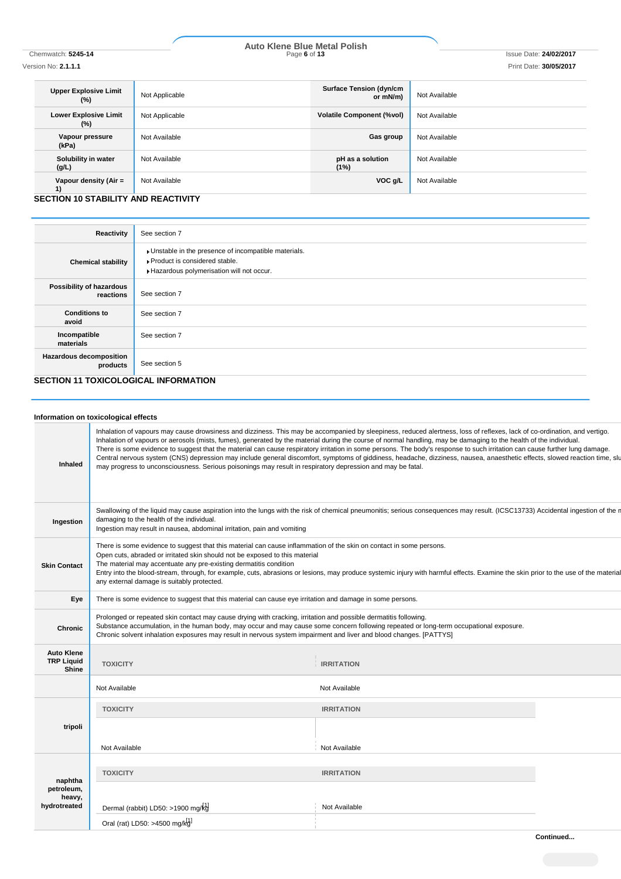| Upper Explosive Limit (%) | Not Applicable | Surface Tension (dyn/cm or mN/m) | Not Available |
|---|---|---|---|
| Lower Explosive Limit (%) | Not Applicable | Volatile Component (%vol) | Not Available |
| Vapour pressure (kPa) | Not Available | Gas group | Not Available |
| Solubility in water (g/L) | Not Available | pH as a solution (1%) | Not Available |
| Vapour density (Air = 1) | Not Available | VOC g/L | Not Available |

## SECTION 10 STABILITY AND REACTIVITY

| | |
|---|---|
| Reactivity | See section 7 |
| Chemical stability | Unstable in the presence of incompatible materials.<br>Product is considered stable.<br>Hazardous polymerisation will not occur. |
| Possibility of hazardous reactions | See section 7 |
| Conditions to avoid | See section 7 |
| Incompatible materials | See section 7 |
| Hazardous decomposition products | See section 5 |

## SECTION 11 TOXICOLOGICAL INFORMATION

### Information on toxicological effects

| | |
|---|---|
| Inhaled | Inhalation of vapours may cause drowsiness and dizziness. This may be accompanied by sleepiness, reduced alertness, loss of reflexes, lack of co-ordination, and vertigo.<br>Inhalation of vapours or aerosols (mists, fumes), generated by the material during the course of normal handling, may be damaging to the health of the individual.<br>There is some evidence to suggest that the material can cause respiratory irritation in some persons. The body's response to such irritation can cause further lung damage.<br>Central nervous system (CNS) depression may include general discomfort, symptoms of giddiness, headache, dizziness, nausea, anaesthetic effects, slowed reaction time, slu<br>may progress to unconsciousness. Serious poisonings may result in respiratory depression and may be fatal. |
| Ingestion | Swallowing of the liquid may cause aspiration into the lungs with the risk of chemical pneumonitis; serious consequences may result. (ICSC13733) Accidental ingestion of the m<br>damaging to the health of the individual.<br>Ingestion may result in nausea, abdominal irritation, pain and vomiting |
| Skin Contact | There is some evidence to suggest that this material can cause inflammation of the skin on contact in some persons.<br>Open cuts, abraded or irritated skin should not be exposed to this material<br>The material may accentuate any pre-existing dermatitis condition<br>Entry into the blood-stream, through, for example, cuts, abrasions or lesions, may produce systemic injury with harmful effects. Examine the skin prior to the use of the material<br>any external damage is suitably protected. |
| Eye | There is some evidence to suggest that this material can cause eye irritation and damage in some persons. |
| Chronic | Prolonged or repeated skin contact may cause drying with cracking, irritation and possible dermatitis following.<br>Substance accumulation, in the human body, may occur and may cause some concern following repeated or long-term occupational exposure.<br>Chronic solvent inhalation exposures may result in nervous system impairment and liver and blood changes. [PATTYS] |

| | TOXICITY | IRRITATION |
|---|---|---|
| Auto Klene TRP Liquid Shine | Not Available | Not Available |
| tripoli | Not Available | Not Available |
| naphtha petroleum, heavy, hydrotreated | Dermal (rabbit) LD50: >1900 mg/kg[1]<br>Oral (rat) LD50: >4500 mg/kg[1] | Not Available |

Continued...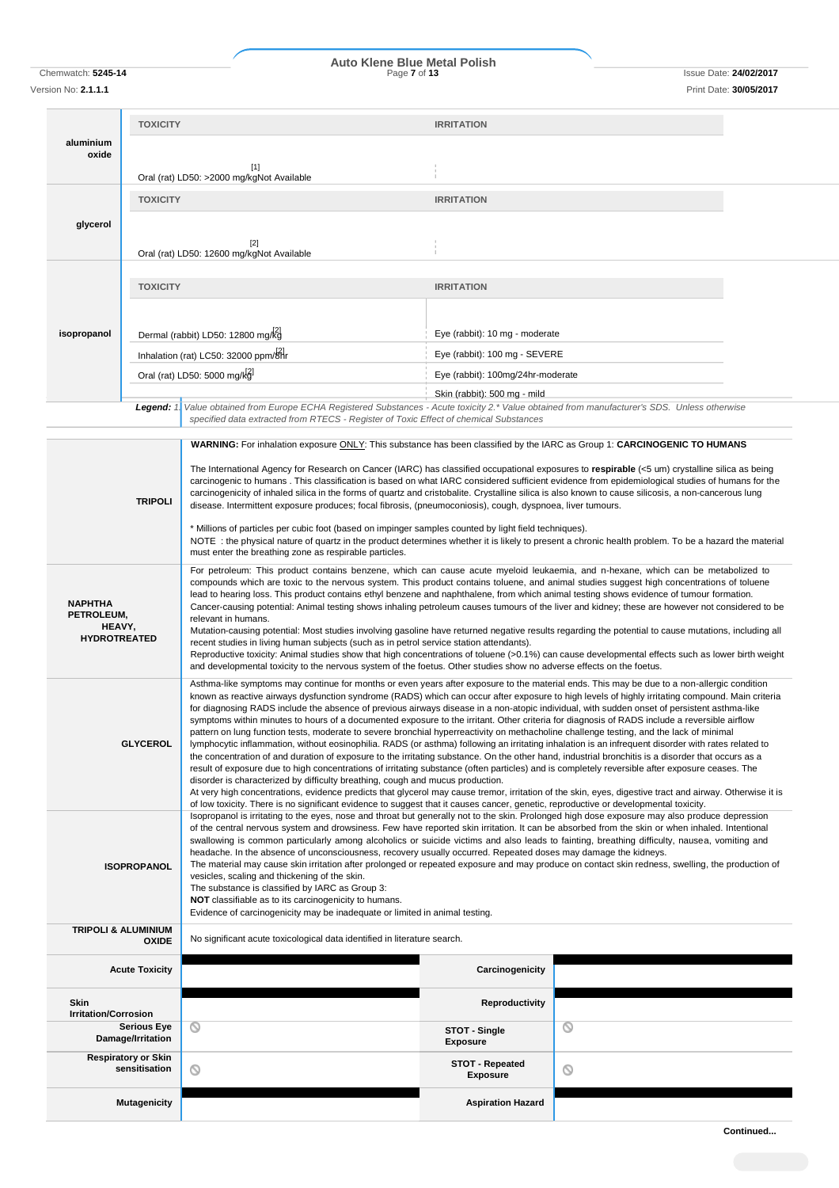| aluminium oxide | TOXICITY | IRRITATION |
|---|---|---|
| | Oral (rat) LD50: >2000 mg/kg[1] | Not Available |

| glycerol | TOXICITY | IRRITATION |
|---|---|---|
| | Oral (rat) LD50: 12600 mg/kg[2] | Not Available |

| isopropanol | TOXICITY | IRRITATION |
|---|---|---|
| | Dermal (rabbit) LD50: 12800 mg/kg[2] | Eye (rabbit): 10 mg - moderate |
| | Inhalation (rat) LC50: 32000 ppm/8hr[2] | Eye (rabbit): 100 mg - SEVERE |
| | Oral (rat) LD50: 5000 mg/kg[2] | Eye (rabbit): 100mg/24hr-moderate |
| | | Skin (rabbit): 500 mg - mild |

***Legend:*** *1. Value obtained from Europe ECHA Registered Substances - Acute toxicity 2.* Value obtained from manufacturer's SDS. Unless otherwise specified data extracted from RTECS - Register of Toxic Effect of chemical Substances*

**TRIPOLI**

**WARNING:** For inhalation exposure ONLY: This substance has been classified by the IARC as Group 1: **CARCINOGENIC TO HUMANS**

The International Agency for Research on Cancer (IARC) has classified occupational exposures to **respirable** (<5 um) crystalline silica as being carcinogenic to humans . This classification is based on what IARC considered sufficient evidence from epidemiological studies of humans for the carcinogenicity of inhaled silica in the forms of quartz and cristobalite. Crystalline silica is also known to cause silicosis, a non-cancerous lung disease. Intermittent exposure produces; focal fibrosis, (pneumoconiosis), cough, dyspnoea, liver tumours.

* Millions of particles per cubic foot (based on impinger samples counted by light field techniques).
NOTE : the physical nature of quartz in the product determines whether it is likely to present a chronic health problem. To be a hazard the material must enter the breathing zone as respirable particles.

**NAPHTHA PETROLEUM, HEAVY, HYDROTREATED**

For petroleum: This product contains benzene, which can cause acute myeloid leukaemia, and n-hexane, which can be metabolized to compounds which are toxic to the nervous system. This product contains toluene, and animal studies suggest high concentrations of toluene lead to hearing loss. This product contains ethyl benzene and naphthalene, from which animal testing shows evidence of tumour formation.
Cancer-causing potential: Animal testing shows inhaling petroleum causes tumours of the liver and kidney; these are however not considered to be relevant in humans.
Mutation-causing potential: Most studies involving gasoline have returned negative results regarding the potential to cause mutations, including all recent studies in living human subjects (such as in petrol service station attendants).
Reproductive toxicity: Animal studies show that high concentrations of toluene (>0.1%) can cause developmental effects such as lower birth weight and developmental toxicity to the nervous system of the foetus. Other studies show no adverse effects on the foetus.

**GLYCEROL**

Asthma-like symptoms may continue for months or even years after exposure to the material ends. This may be due to a non-allergic condition known as reactive airways dysfunction syndrome (RADS) which can occur after exposure to high levels of highly irritating compound. Main criteria for diagnosing RADS include the absence of previous airways disease in a non-atopic individual, with sudden onset of persistent asthma-like symptoms within minutes to hours of a documented exposure to the irritant. Other criteria for diagnosis of RADS include a reversible airflow pattern on lung function tests, moderate to severe bronchial hyperreactivity on methacholine challenge testing, and the lack of minimal lymphocytic inflammation, without eosinophilia. RADS (or asthma) following an irritating inhalation is an infrequent disorder with rates related to the concentration of and duration of exposure to the irritating substance. On the other hand, industrial bronchitis is a disorder that occurs as a result of exposure due to high concentrations of irritating substance (often particles) and is completely reversible after exposure ceases. The disorder is characterized by difficulty breathing, cough and mucus production.
At very high concentrations, evidence predicts that glycerol may cause tremor, irritation of the skin, eyes, digestive tract and airway. Otherwise it is of low toxicity. There is no significant evidence to suggest that it causes cancer, genetic, reproductive or developmental toxicity.

**ISOPROPANOL**

Isopropanol is irritating to the eyes, nose and throat but generally not to the skin. Prolonged high dose exposure may also produce depression of the central nervous system and drowsiness. Few have reported skin irritation. It can be absorbed from the skin or when inhaled. Intentional swallowing is common particularly among alcoholics or suicide victims and also leads to fainting, breathing difficulty, nausea, vomiting and headache. In the absence of unconsciousness, recovery usually occurred. Repeated doses may damage the kidneys.
The material may cause skin irritation after prolonged or repeated exposure and may produce on contact skin redness, swelling, the production of vesicles, scaling and thickening of the skin.
The substance is classified by IARC as Group 3:
**NOT** classifiable as to its carcinogenicity to humans.
Evidence of carcinogenicity may be inadequate or limited in animal testing.

**TRIPOLI & ALUMINIUM OXIDE**

No significant acute toxicological data identified in literature search.

| | | | |
|---|---|---|---|
| **Acute Toxicity** | ■ | **Carcinogenicity** | ■ |
| **Skin Irritation/Corrosion** | ■ | **Reproductivity** | ■ |
| **Serious Eye Damage/Irritation** | ⦸ | **STOT - Single Exposure** | ⦸ |
| **Respiratory or Skin sensitisation** | ⦸ | **STOT - Repeated Exposure** | ⦸ |
| **Mutagenicity** | ■ | **Aspiration Hazard** | ■ |

Continued...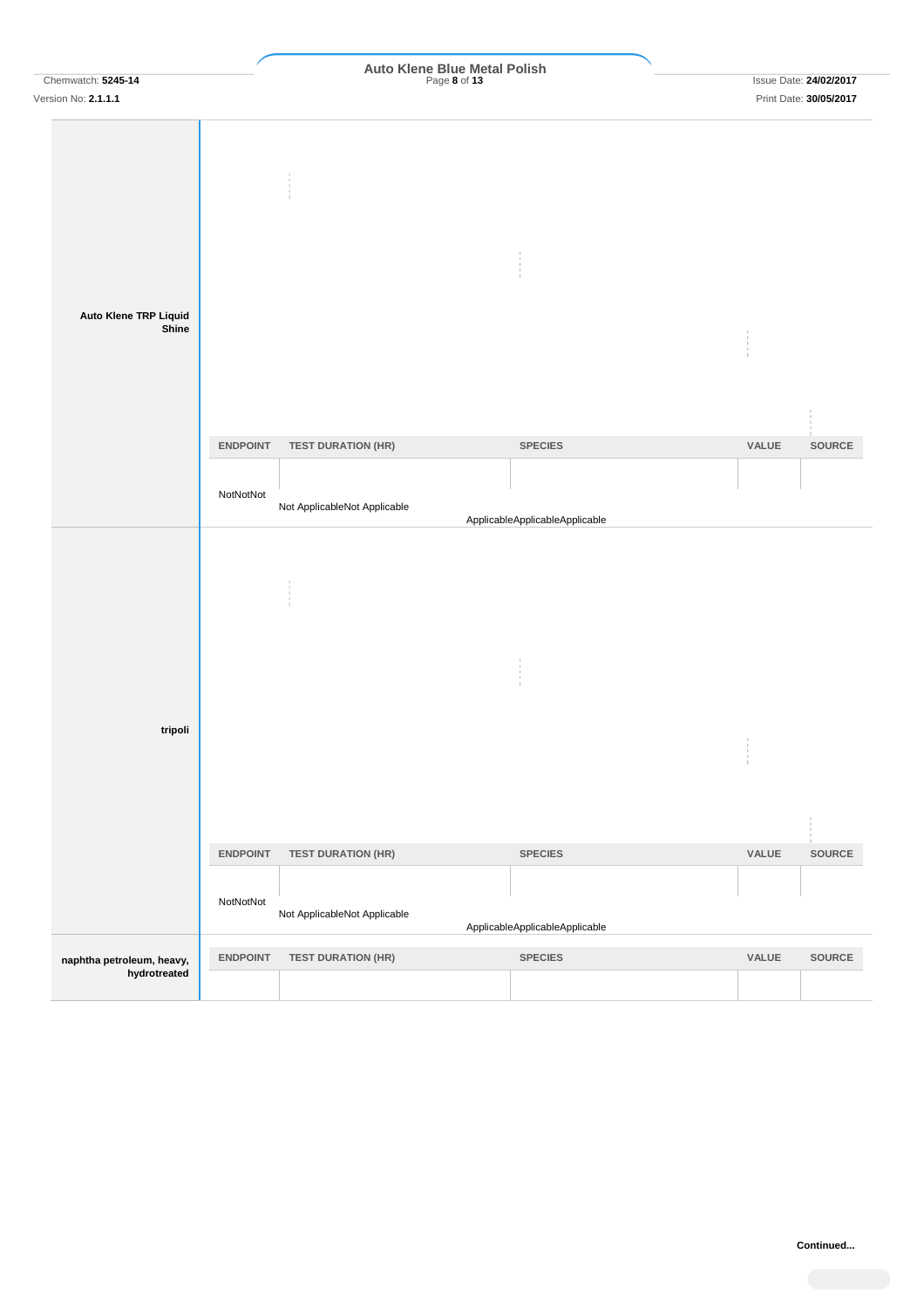| | ENDPOINT | TEST DURATION (HR) | SPECIES | VALUE | SOURCE |
|---|---|---|---|---|---|
| **Auto Klene TRP Liquid Shine** | NotNotNot | Not ApplicableNot Applicable | ApplicableApplicableApplicable | | |
| **tripoli** | NotNotNot | Not ApplicableNot Applicable | ApplicableApplicableApplicable | | |
| **naphtha petroleum, heavy, hydrotreated** | | | | | |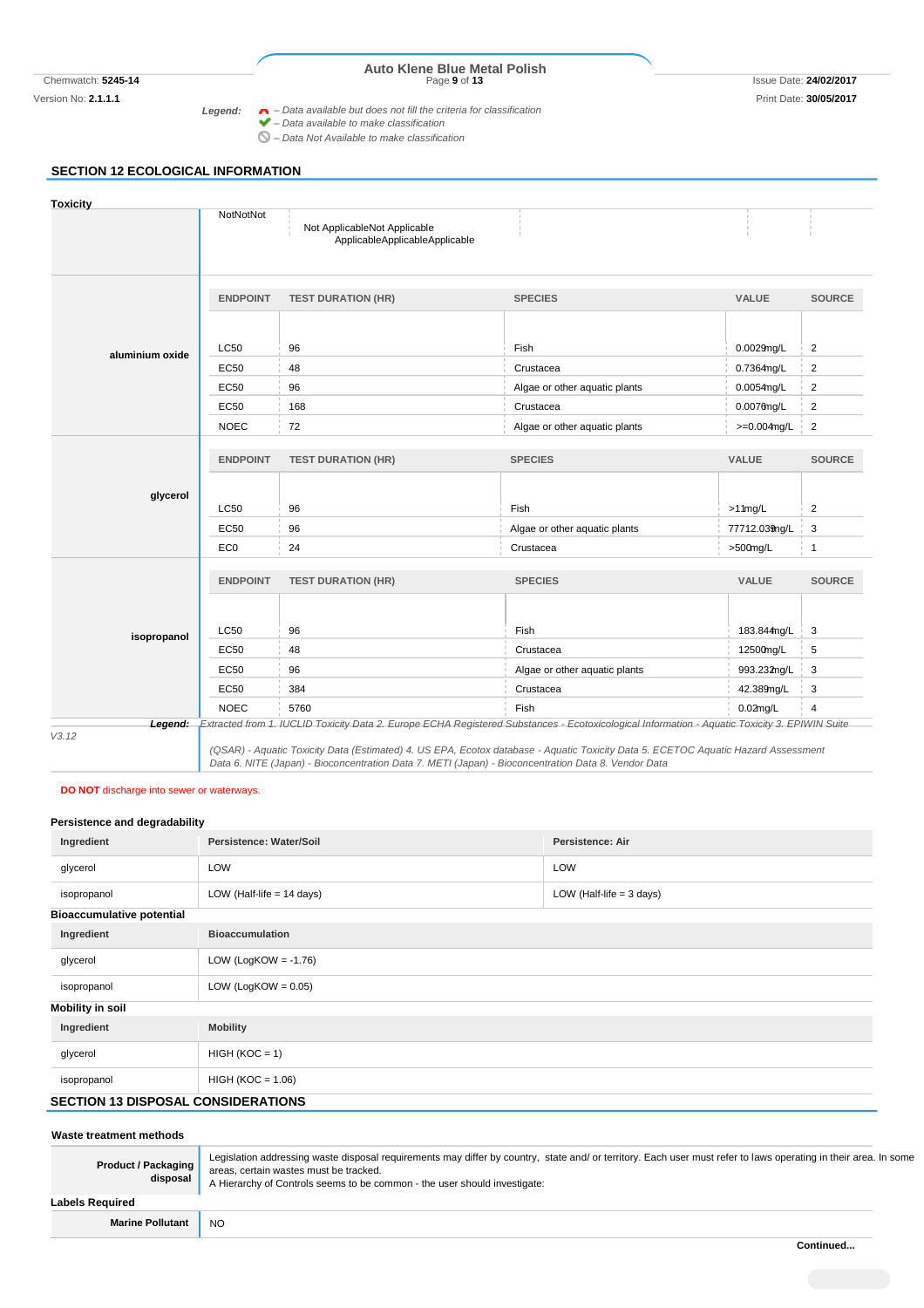Legend: – Data available but does not fill the criteria for classification
– Data available to make classification
– Data Not Available to make classification

## SECTION 12 ECOLOGICAL INFORMATION

### Toxicity

| | NotNotNot | Not ApplicableNot Applicable ApplicableApplicableApplicable | | | |
|---|---|---|---|---|---|

**aluminium oxide**

| ENDPOINT | TEST DURATION (HR) | SPECIES | VALUE | SOURCE |
|---|---|---|---|---|
| LC50 | 96 | Fish | 0.0029mg/L | 2 |
| EC50 | 48 | Crustacea | 0.7364mg/L | 2 |
| EC50 | 96 | Algae or other aquatic plants | 0.0054mg/L | 2 |
| EC50 | 168 | Crustacea | 0.0076mg/L | 2 |
| NOEC | 72 | Algae or other aquatic plants | >=0.004mg/L | 2 |

**glycerol**

| ENDPOINT | TEST DURATION (HR) | SPECIES | VALUE | SOURCE |
|---|---|---|---|---|
| LC50 | 96 | Fish | >11mg/L | 2 |
| EC50 | 96 | Algae or other aquatic plants | 77712.039mg/L | 3 |
| EC0 | 24 | Crustacea | >500mg/L | 1 |

**isopropanol**

| ENDPOINT | TEST DURATION (HR) | SPECIES | VALUE | SOURCE |
|---|---|---|---|---|
| LC50 | 96 | Fish | 183.844mg/L | 3 |
| EC50 | 48 | Crustacea | 12500mg/L | 5 |
| EC50 | 96 | Algae or other aquatic plants | 993.232mg/L | 3 |
| EC50 | 384 | Crustacea | 42.389mg/L | 3 |
| NOEC | 5760 | Fish | 0.02mg/L | 4 |

**Legend:** *Extracted from 1. IUCLID Toxicity Data 2. Europe ECHA Registered Substances - Ecotoxicological Information - Aquatic Toxicity 3. EPIWIN Suite V3.12 (QSAR) - Aquatic Toxicity Data (Estimated) 4. US EPA, Ecotox database - Aquatic Toxicity Data 5. ECETOC Aquatic Hazard Assessment Data 6. NITE (Japan) - Bioconcentration Data 7. METI (Japan) - Bioconcentration Data 8. Vendor Data*

**DO NOT** discharge into sewer or waterways.

### Persistence and degradability

| Ingredient | Persistence: Water/Soil | Persistence: Air |
|---|---|---|
| glycerol | LOW | LOW |
| isopropanol | LOW (Half-life = 14 days) | LOW (Half-life = 3 days) |

### Bioaccumulative potential

| Ingredient | Bioaccumulation |
|---|---|
| glycerol | LOW (LogKOW = -1.76) |
| isopropanol | LOW (LogKOW = 0.05) |

### Mobility in soil

| Ingredient | Mobility |
|---|---|
| glycerol | HIGH (KOC = 1) |
| isopropanol | HIGH (KOC = 1.06) |

## SECTION 13 DISPOSAL CONSIDERATIONS

### Waste treatment methods

| | |
|---|---|
| **Product / Packaging disposal** | Legislation addressing waste disposal requirements may differ by country, state and/ or territory. Each user must refer to laws operating in their area. In some areas, certain wastes must be tracked. A Hierarchy of Controls seems to be common - the user should investigate: |

### Labels Required

| | |
|---|---|
| **Marine Pollutant** | NO |

**Continued...**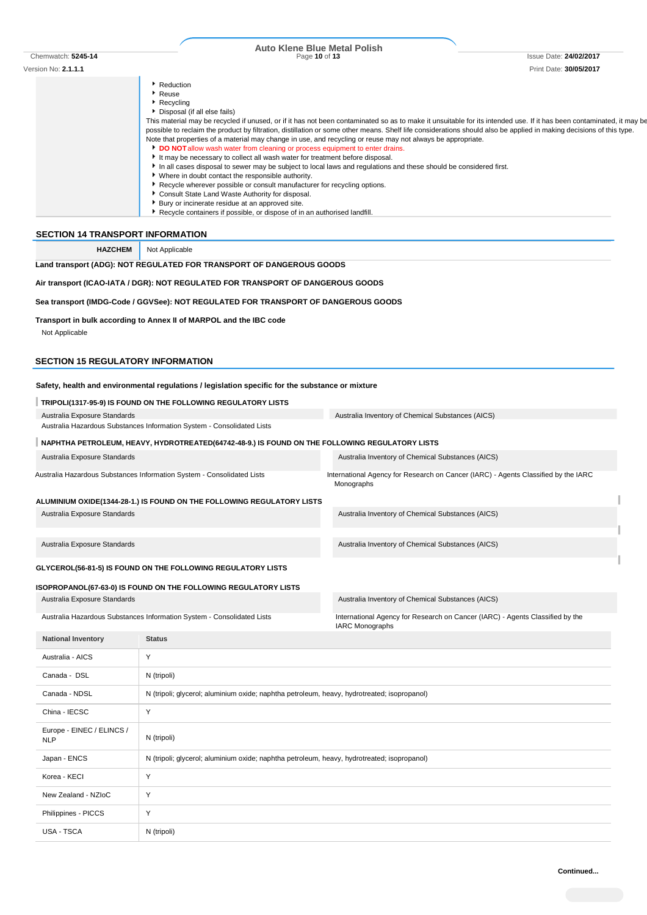- Reduction
- Reuse
- Recycling
- Disposal (if all else fails)

This material may be recycled if unused, or if it has not been contaminated so as to make it unsuitable for its intended use. If it has been contaminated, it may be possible to reclaim the product by filtration, distillation or some other means. Shelf life considerations should also be applied in making decisions of this type. Note that properties of a material may change in use, and recycling or reuse may not always be appropriate.

- **DO NOT** allow wash water from cleaning or process equipment to enter drains.
- It may be necessary to collect all wash water for treatment before disposal.
- In all cases disposal to sewer may be subject to local laws and regulations and these should be considered first.
- Where in doubt contact the responsible authority.
- Recycle wherever possible or consult manufacturer for recycling options.
- Consult State Land Waste Authority for disposal.
- Bury or incinerate residue at an approved site.
- Recycle containers if possible, or dispose of in an authorised landfill.

## SECTION 14 TRANSPORT INFORMATION

| HAZCHEM | Not Applicable |
|---|---|

**Land transport (ADG): NOT REGULATED FOR TRANSPORT OF DANGEROUS GOODS**

**Air transport (ICAO-IATA / DGR): NOT REGULATED FOR TRANSPORT OF DANGEROUS GOODS**

**Sea transport (IMDG-Code / GGVSee): NOT REGULATED FOR TRANSPORT OF DANGEROUS GOODS**

**Transport in bulk according to Annex II of MARPOL and the IBC code**

Not Applicable

## SECTION 15 REGULATORY INFORMATION

**Safety, health and environmental regulations / legislation specific for the substance or mixture**

**TRIPOLI(1317-95-9) IS FOUND ON THE FOLLOWING REGULATORY LISTS**

| | |
|---|---|
| Australia Exposure Standards | Australia Inventory of Chemical Substances (AICS) |
| Australia Hazardous Substances Information System - Consolidated Lists | |

**NAPHTHA PETROLEUM, HEAVY, HYDROTREATED(64742-48-9.) IS FOUND ON THE FOLLOWING REGULATORY LISTS**

| | |
|---|---|
| Australia Exposure Standards | Australia Inventory of Chemical Substances (AICS) |
| Australia Hazardous Substances Information System - Consolidated Lists | International Agency for Research on Cancer (IARC) - Agents Classified by the IARC Monographs |

**ALUMINIUM OXIDE(1344-28-1.) IS FOUND ON THE FOLLOWING REGULATORY LISTS**

| | |
|---|---|
| Australia Exposure Standards | Australia Inventory of Chemical Substances (AICS) |
| Australia Exposure Standards | Australia Inventory of Chemical Substances (AICS) |

**GLYCEROL(56-81-5) IS FOUND ON THE FOLLOWING REGULATORY LISTS**

**ISOPROPANOL(67-63-0) IS FOUND ON THE FOLLOWING REGULATORY LISTS**

| | |
|---|---|
| Australia Exposure Standards | Australia Inventory of Chemical Substances (AICS) |
| Australia Hazardous Substances Information System - Consolidated Lists | International Agency for Research on Cancer (IARC) - Agents Classified by the IARC Monographs |

| National Inventory | Status |
|---|---|
| Australia - AICS | Y |
| Canada - DSL | N (tripoli) |
| Canada - NDSL | N (tripoli; glycerol; aluminium oxide; naphtha petroleum, heavy, hydrotreated; isopropanol) |
| China - IECSC | Y |
| Europe - EINEC / ELINCS / NLP | N (tripoli) |
| Japan - ENCS | N (tripoli; glycerol; aluminium oxide; naphtha petroleum, heavy, hydrotreated; isopropanol) |
| Korea - KECI | Y |
| New Zealand - NZIoC | Y |
| Philippines - PICCS | Y |
| USA - TSCA | N (tripoli) |

**Continued...**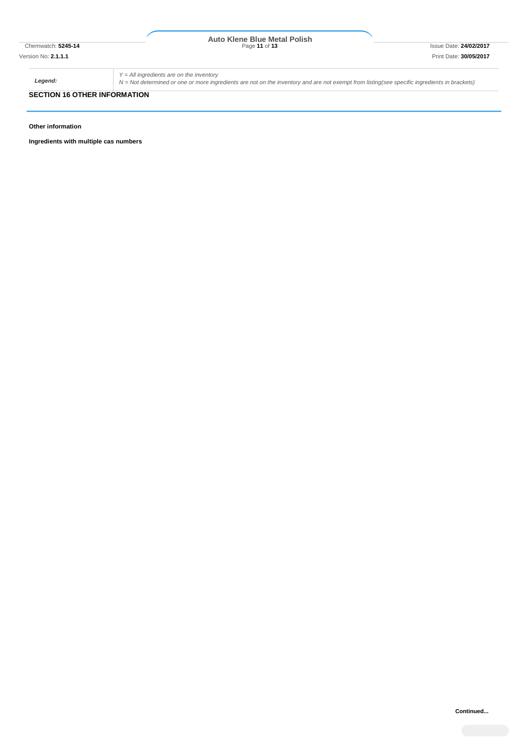| Legend: | *Y = All ingredients are on the inventory*<br>*N = Not determined or one or more ingredients are not on the inventory and are not exempt from listing(see specific ingredients in brackets)* |
|---|---|

## SECTION 16 OTHER INFORMATION

**Other information**

**Ingredients with multiple cas numbers**

**Continued...**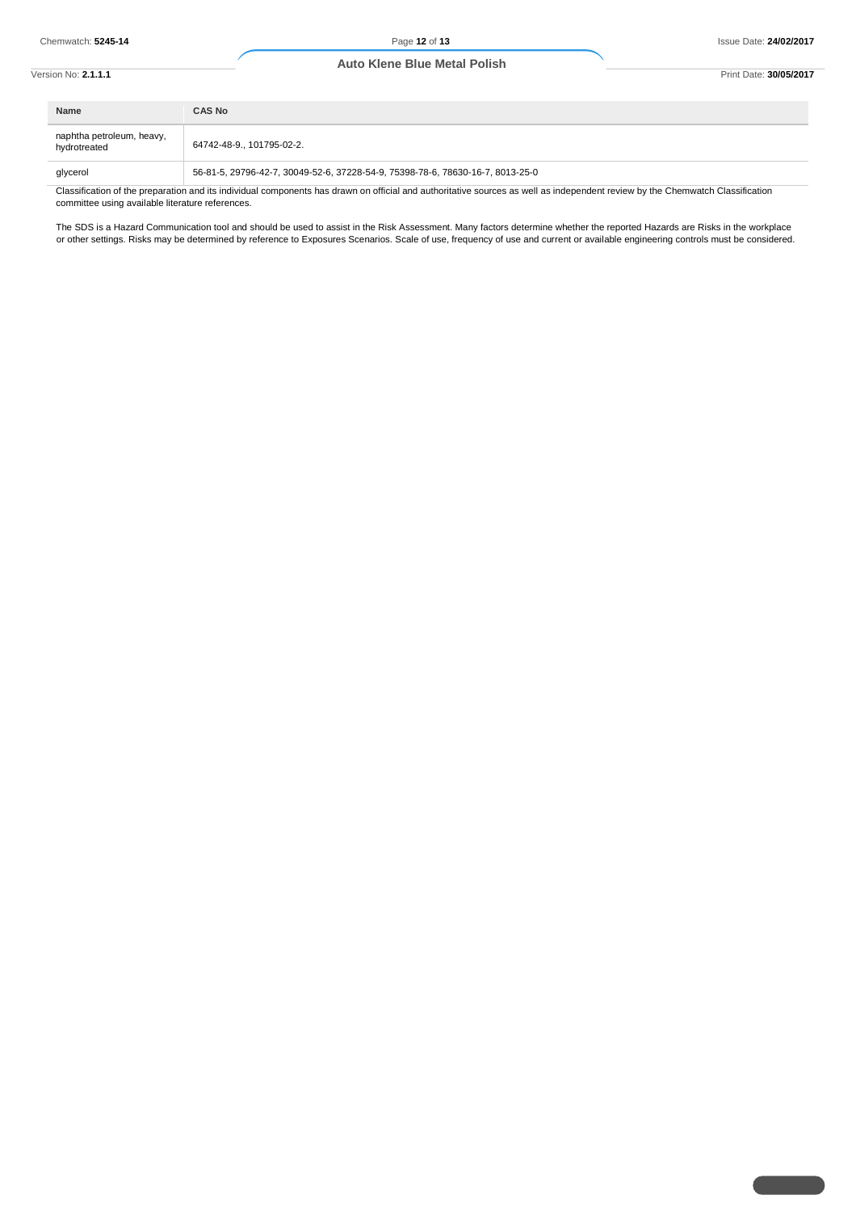| Name | CAS No |
|---|---|
| naphtha petroleum, heavy, hydrotreated | 64742-48-9., 101795-02-2. |
| glycerol | 56-81-5, 29796-42-7, 30049-52-6, 37228-54-9, 75398-78-6, 78630-16-7, 8013-25-0 |

Classification of the preparation and its individual components has drawn on official and authoritative sources as well as independent review by the Chemwatch Classification committee using available literature references.

The SDS is a Hazard Communication tool and should be used to assist in the Risk Assessment. Many factors determine whether the reported Hazards are Risks in the workplace or other settings. Risks may be determined by reference to Exposures Scenarios. Scale of use, frequency of use and current or available engineering controls must be considered.